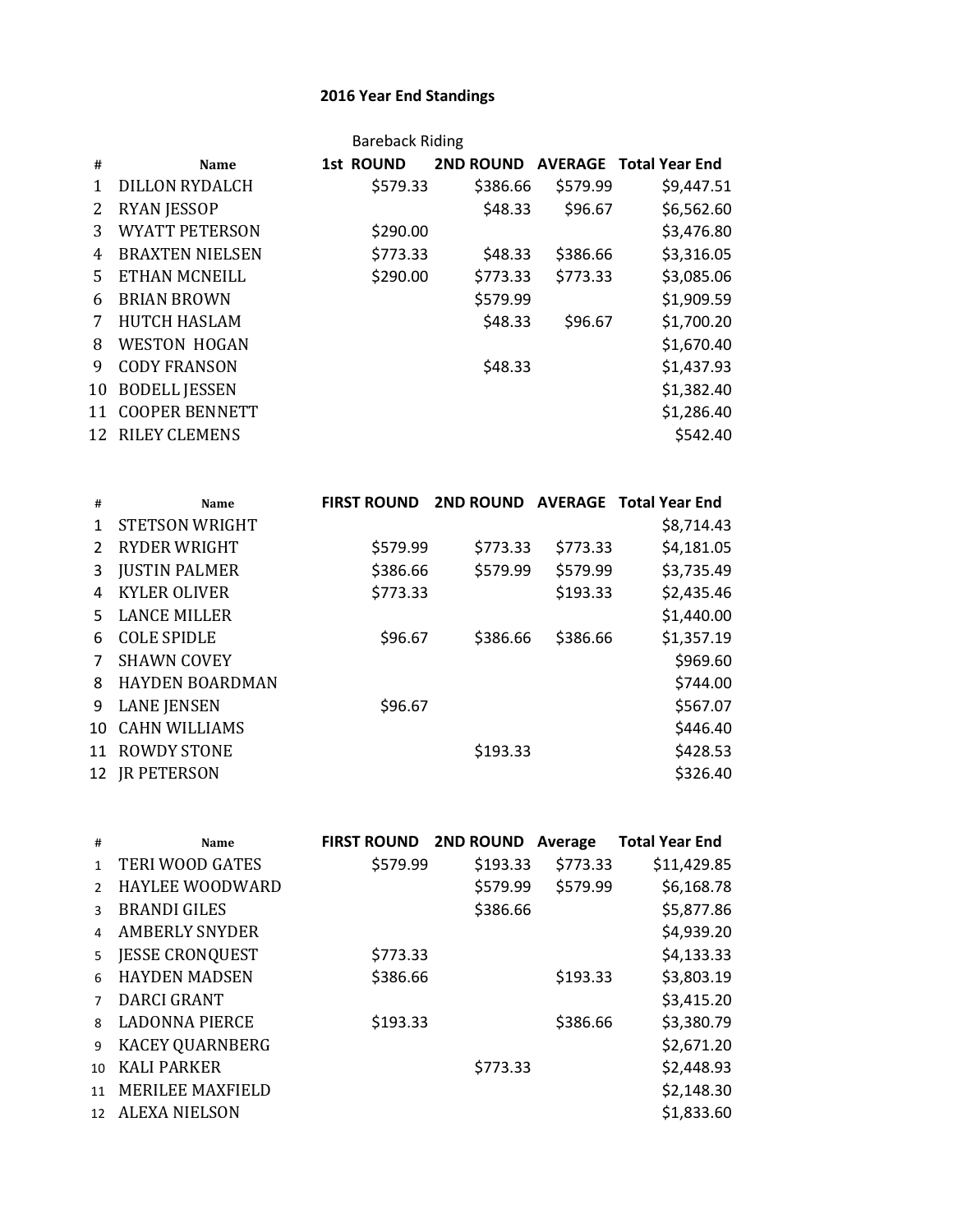## 2016 Year End Standings

Bareback Riding

| # | Name | 1st ROUND | 2ND ROUND | AVERAGE | Total Year End |
|---|---|---|---|---|---|
| 1 | DILLON RYDALCH | $579.33 | $386.66 | $579.99 | $9,447.51 |
| 2 | RYAN JESSOP | | $48.33 | $96.67 | $6,562.60 |
| 3 | WYATT PETERSON | $290.00 | | | $3,476.80 |
| 4 | BRAXTEN NIELSEN | $773.33 | $48.33 | $386.66 | $3,316.05 |
| 5 | ETHAN MCNEILL | $290.00 | $773.33 | $773.33 | $3,085.06 |
| 6 | BRIAN BROWN | | $579.99 | | $1,909.59 |
| 7 | HUTCH HASLAM | | $48.33 | $96.67 | $1,700.20 |
| 8 | WESTON HOGAN | | | | $1,670.40 |
| 9 | CODY FRANSON | | $48.33 | | $1,437.93 |
| 10 | BODELL JESSEN | | | | $1,382.40 |
| 11 | COOPER BENNETT | | | | $1,286.40 |
| 12 | RILEY CLEMENS | | | | $542.40 |

| # | Name | FIRST ROUND | 2ND ROUND | AVERAGE | Total Year End |
|---|---|---|---|---|---|
| 1 | STETSON WRIGHT | | | | $8,714.43 |
| 2 | RYDER WRIGHT | $579.99 | $773.33 | $773.33 | $4,181.05 |
| 3 | JUSTIN PALMER | $386.66 | $579.99 | $579.99 | $3,735.49 |
| 4 | KYLER OLIVER | $773.33 | | $193.33 | $2,435.46 |
| 5 | LANCE MILLER | | | | $1,440.00 |
| 6 | COLE SPIDLE | $96.67 | $386.66 | $386.66 | $1,357.19 |
| 7 | SHAWN COVEY | | | | $969.60 |
| 8 | HAYDEN BOARDMAN | | | | $744.00 |
| 9 | LANE JENSEN | $96.67 | | | $567.07 |
| 10 | CAHN WILLIAMS | | | | $446.40 |
| 11 | ROWDY STONE | | $193.33 | | $428.53 |
| 12 | JR PETERSON | | | | $326.40 |

| # | Name | FIRST ROUND | 2ND ROUND | Average | Total Year End |
|---|---|---|---|---|---|
| 1 | TERI WOOD GATES | $579.99 | $193.33 | $773.33 | $11,429.85 |
| 2 | HAYLEE WOODWARD | | $579.99 | $579.99 | $6,168.78 |
| 3 | BRANDI GILES | | $386.66 | | $5,877.86 |
| 4 | AMBERLY SNYDER | | | | $4,939.20 |
| 5 | JESSE CRONQUEST | $773.33 | | | $4,133.33 |
| 6 | HAYDEN MADSEN | $386.66 | | $193.33 | $3,803.19 |
| 7 | DARCI GRANT | | | | $3,415.20 |
| 8 | LADONNA PIERCE | $193.33 | | $386.66 | $3,380.79 |
| 9 | KACEY QUARNBERG | | | | $2,671.20 |
| 10 | KALI PARKER | | $773.33 | | $2,448.93 |
| 11 | MERILEE MAXFIELD | | | | $2,148.30 |
| 12 | ALEXA NIELSON | | | | $1,833.60 |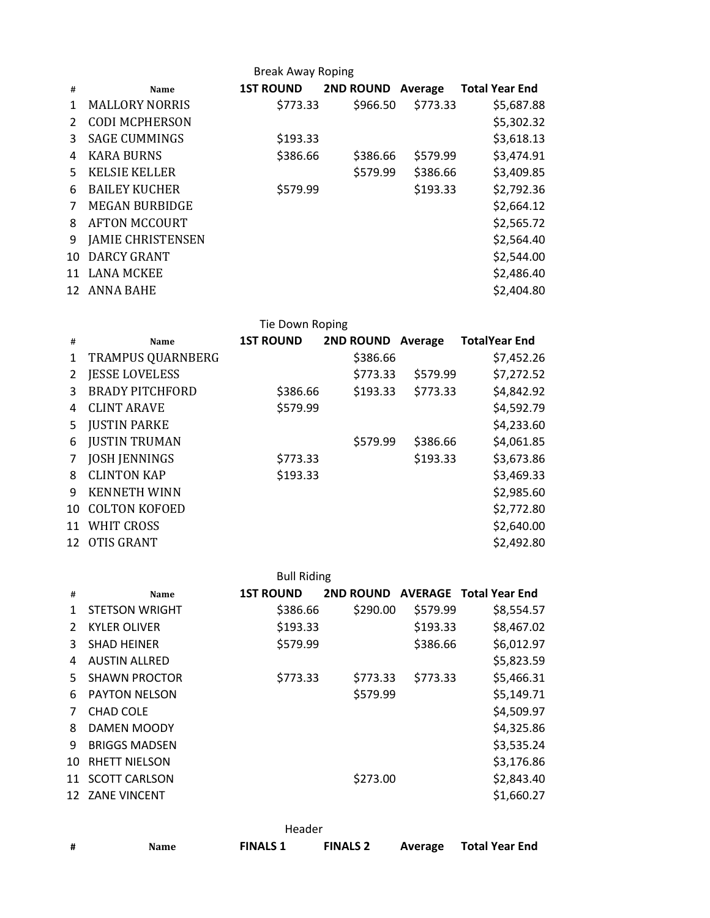## Break Away Roping

| # | Name | 1ST ROUND | 2ND ROUND | Average | Total Year End |
|---|---|---|---|---|---|
| 1 | MALLORY NORRIS | $773.33 | $966.50 | $773.33 | $5,687.88 |
| 2 | CODI MCPHERSON | | | | $5,302.32 |
| 3 | SAGE CUMMINGS | $193.33 | | | $3,618.13 |
| 4 | KARA BURNS | $386.66 | $386.66 | $579.99 | $3,474.91 |
| 5 | KELSIE KELLER | | $579.99 | $386.66 | $3,409.85 |
| 6 | BAILEY KUCHER | $579.99 | | $193.33 | $2,792.36 |
| 7 | MEGAN BURBIDGE | | | | $2,664.12 |
| 8 | AFTON MCCOURT | | | | $2,565.72 |
| 9 | JAMIE CHRISTENSEN | | | | $2,564.40 |
| 10 | DARCY GRANT | | | | $2,544.00 |
| 11 | LANA MCKEE | | | | $2,486.40 |
| 12 | ANNA BAHE | | | | $2,404.80 |

## Tie Down Roping

| # | Name | 1ST ROUND | 2ND ROUND | Average | TotalYear End |
|---|---|---|---|---|---|
| 1 | TRAMPUS QUARNBERG | | $386.66 | | $7,452.26 |
| 2 | JESSE LOVELESS | | $773.33 | $579.99 | $7,272.52 |
| 3 | BRADY PITCHFORD | $386.66 | $193.33 | $773.33 | $4,842.92 |
| 4 | CLINT ARAVE | $579.99 | | | $4,592.79 |
| 5 | JUSTIN PARKE | | | | $4,233.60 |
| 6 | JUSTIN TRUMAN | | $579.99 | $386.66 | $4,061.85 |
| 7 | JOSH JENNINGS | $773.33 | | $193.33 | $3,673.86 |
| 8 | CLINTON KAP | $193.33 | | | $3,469.33 |
| 9 | KENNETH WINN | | | | $2,985.60 |
| 10 | COLTON KOFOED | | | | $2,772.80 |
| 11 | WHIT CROSS | | | | $2,640.00 |
| 12 | OTIS GRANT | | | | $2,492.80 |

## Bull Riding

| # | Name | 1ST ROUND | 2ND ROUND | AVERAGE | Total Year End |
|---|---|---|---|---|---|
| 1 | STETSON WRIGHT | $386.66 | $290.00 | $579.99 | $8,554.57 |
| 2 | KYLER OLIVER | $193.33 | | $193.33 | $8,467.02 |
| 3 | SHAD HEINER | $579.99 | | $386.66 | $6,012.97 |
| 4 | AUSTIN ALLRED | | | | $5,823.59 |
| 5 | SHAWN PROCTOR | $773.33 | $773.33 | $773.33 | $5,466.31 |
| 6 | PAYTON NELSON | | $579.99 | | $5,149.71 |
| 7 | CHAD COLE | | | | $4,509.97 |
| 8 | DAMEN MOODY | | | | $4,325.86 |
| 9 | BRIGGS MADSEN | | | | $3,535.24 |
| 10 | RHETT NIELSON | | | | $3,176.86 |
| 11 | SCOTT CARLSON | | $273.00 | | $2,843.40 |
| 12 | ZANE VINCENT | | | | $1,660.27 |

## Header

| # | Name | FINALS 1 | FINALS 2 | Average | Total Year End |
|---|---|---|---|---|---|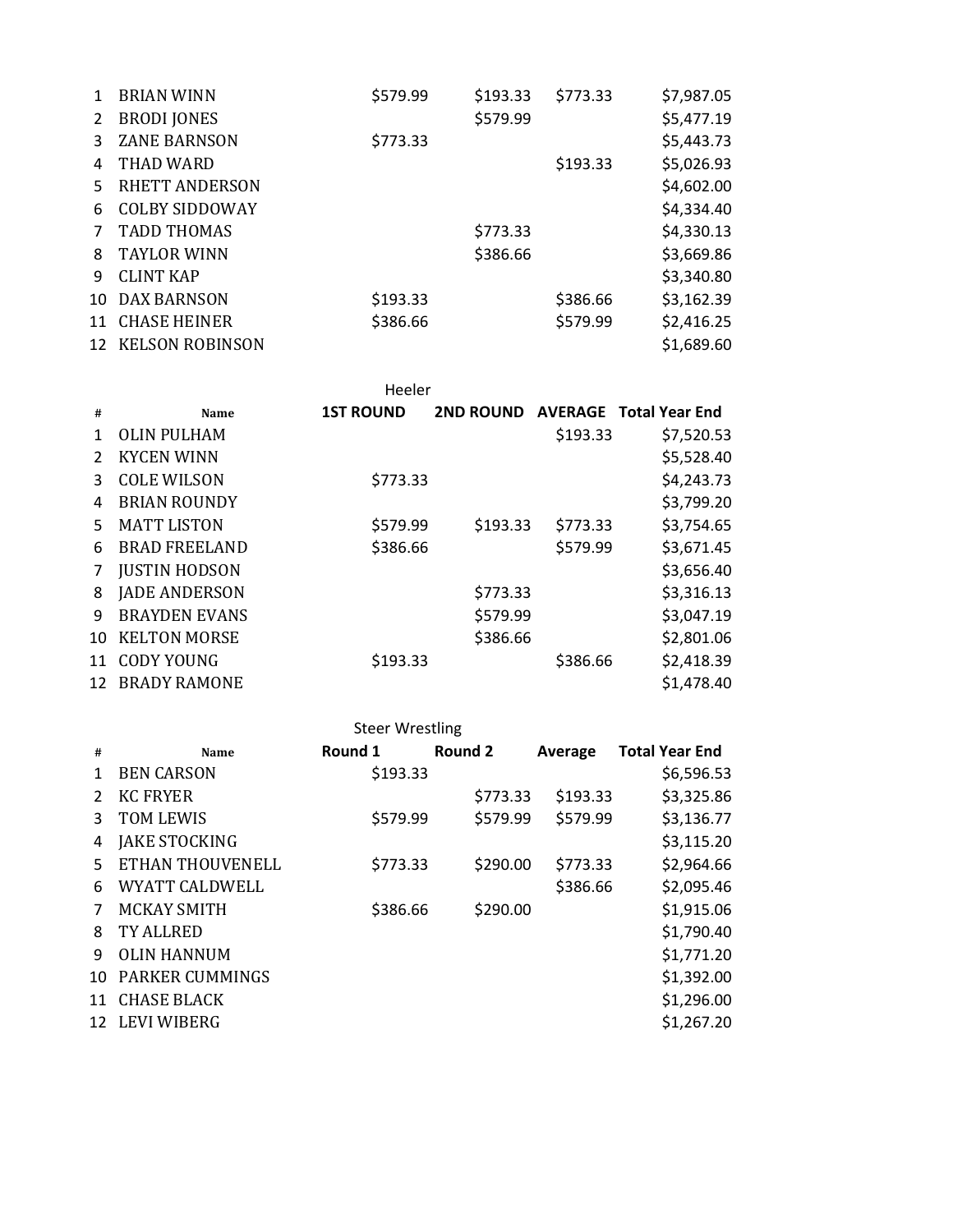| # | Name | 1ST ROUND | 2ND ROUND | AVERAGE | Total Year End |
|---|---|---|---|---|---|
| 1 | BRIAN WINN | $579.99 | $193.33 | $773.33 | $7,987.05 |
| 2 | BRODI JONES | | $579.99 | | $5,477.19 |
| 3 | ZANE BARNSON | $773.33 | | | $5,443.73 |
| 4 | THAD WARD | | | $193.33 | $5,026.93 |
| 5 | RHETT ANDERSON | | | | $4,602.00 |
| 6 | COLBY SIDDOWAY | | | | $4,334.40 |
| 7 | TADD THOMAS | | $773.33 | | $4,330.13 |
| 8 | TAYLOR WINN | | $386.66 | | $3,669.86 |
| 9 | CLINT KAP | | | | $3,340.80 |
| 10 | DAX BARNSON | $193.33 | | $386.66 | $3,162.39 |
| 11 | CHASE HEINER | $386.66 | | $579.99 | $2,416.25 |
| 12 | KELSON ROBINSON | | | | $1,689.60 |

## Heeler

| # | Name | 1ST ROUND | 2ND ROUND | AVERAGE | Total Year End |
|---|---|---|---|---|---|
| 1 | OLIN PULHAM | | | $193.33 | $7,520.53 |
| 2 | KYCEN WINN | | | | $5,528.40 |
| 3 | COLE WILSON | $773.33 | | | $4,243.73 |
| 4 | BRIAN ROUNDY | | | | $3,799.20 |
| 5 | MATT LISTON | $579.99 | $193.33 | $773.33 | $3,754.65 |
| 6 | BRAD FREELAND | $386.66 | | $579.99 | $3,671.45 |
| 7 | JUSTIN HODSON | | | | $3,656.40 |
| 8 | JADE ANDERSON | | $773.33 | | $3,316.13 |
| 9 | BRAYDEN EVANS | | $579.99 | | $3,047.19 |
| 10 | KELTON MORSE | | $386.66 | | $2,801.06 |
| 11 | CODY YOUNG | $193.33 | | $386.66 | $2,418.39 |
| 12 | BRADY RAMONE | | | | $1,478.40 |

## Steer Wrestling

| # | Name | Round 1 | Round 2 | Average | Total Year End |
|---|---|---|---|---|---|
| 1 | BEN CARSON | $193.33 | | | $6,596.53 |
| 2 | KC FRYER | | $773.33 | $193.33 | $3,325.86 |
| 3 | TOM LEWIS | $579.99 | $579.99 | $579.99 | $3,136.77 |
| 4 | JAKE STOCKING | | | | $3,115.20 |
| 5 | ETHAN THOUVENELL | $773.33 | $290.00 | $773.33 | $2,964.66 |
| 6 | WYATT CALDWELL | | | $386.66 | $2,095.46 |
| 7 | MCKAY SMITH | $386.66 | $290.00 | | $1,915.06 |
| 8 | TY ALLRED | | | | $1,790.40 |
| 9 | OLIN HANNUM | | | | $1,771.20 |
| 10 | PARKER CUMMINGS | | | | $1,392.00 |
| 11 | CHASE BLACK | | | | $1,296.00 |
| 12 | LEVI WIBERG | | | | $1,267.20 |